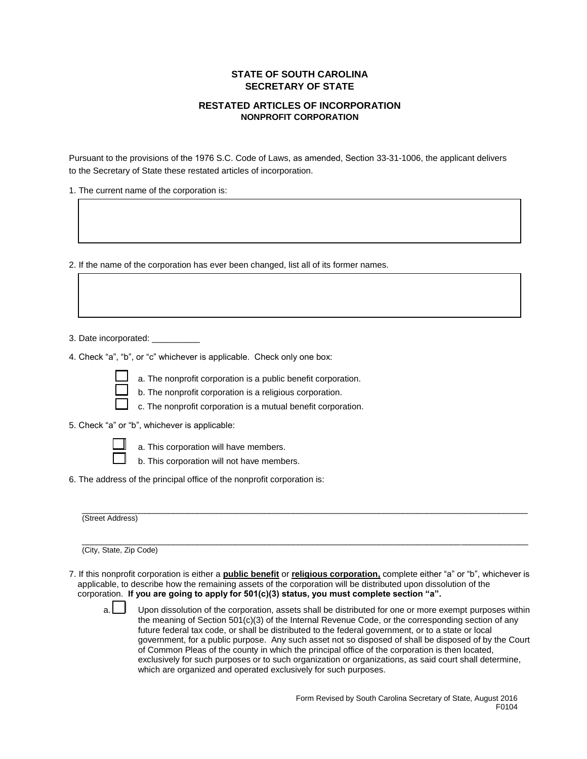**STATE OF SOUTH CAROLINA**
**SECRETARY OF STATE**

**RESTATED ARTICLES OF INCORPORATION**
**NONPROFIT CORPORATION**

Pursuant to the provisions of the 1976 S.C. Code of Laws, as amended, Section 33-31-1006, the applicant delivers to the Secretary of State these restated articles of incorporation.

1. The current name of the corporation is:

2. If the name of the corporation has ever been changed, list all of its former names.

3. Date incorporated: __________

4. Check "a", "b", or "c" whichever is applicable. Check only one box:

   ☐ a. The nonprofit corporation is a public benefit corporation.
   ☐ b. The nonprofit corporation is a religious corporation.
   ☐ c. The nonprofit corporation is a mutual benefit corporation.

5. Check "a" or "b", whichever is applicable:

   ☐ a. This corporation will have members.
   ☐ b. This corporation will not have members.

6. The address of the principal office of the nonprofit corporation is:

________________________________________________________________________________
(Street Address)

________________________________________________________________________________
(City, State, Zip Code)

7. If this nonprofit corporation is either a **public benefit** or **religious corporation,** complete either "a" or "b", whichever is applicable, to describe how the remaining assets of the corporation will be distributed upon dissolution of the corporation. **If you are going to apply for 501(c)(3) status, you must complete section "a".**

   a. ☐ Upon dissolution of the corporation, assets shall be distributed for one or more exempt purposes within the meaning of Section 501(c)(3) of the Internal Revenue Code, or the corresponding section of any future federal tax code, or shall be distributed to the federal government, or to a state or local government, for a public purpose. Any such asset not so disposed of shall be disposed of by the Court of Common Pleas of the county in which the principal office of the corporation is then located, exclusively for such purposes or to such organization or organizations, as said court shall determine, which are organized and operated exclusively for such purposes.

Form Revised by South Carolina Secretary of State, August 2016
F0104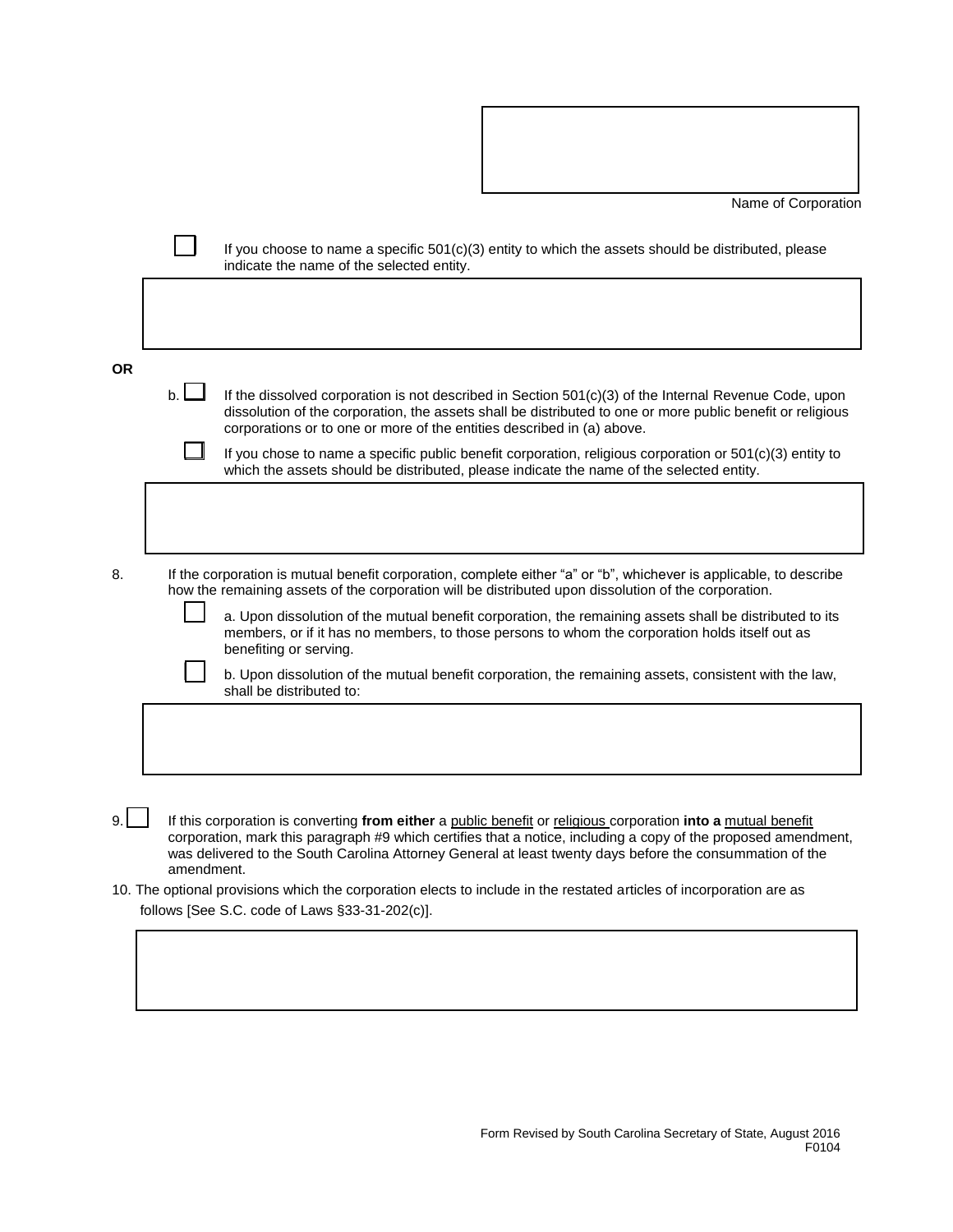Name of Corporation

☐ If you choose to name a specific 501(c)(3) entity to which the assets should be distributed, please indicate the name of the selected entity.

**OR**

b. ☐ If the dissolved corporation is not described in Section 501(c)(3) of the Internal Revenue Code, upon dissolution of the corporation, the assets shall be distributed to one or more public benefit or religious corporations or to one or more of the entities described in (a) above.

☐ If you chose to name a specific public benefit corporation, religious corporation or 501(c)(3) entity to which the assets should be distributed, please indicate the name of the selected entity.

8. If the corporation is mutual benefit corporation, complete either "a" or "b", whichever is applicable, to describe how the remaining assets of the corporation will be distributed upon dissolution of the corporation.

☐ a. Upon dissolution of the mutual benefit corporation, the remaining assets shall be distributed to its members, or if it has no members, to those persons to whom the corporation holds itself out as benefiting or serving.

☐ b. Upon dissolution of the mutual benefit corporation, the remaining assets, consistent with the law, shall be distributed to:

9. ☐ If this corporation is converting **from either** a public benefit or religious corporation **into a** mutual benefit corporation, mark this paragraph #9 which certifies that a notice, including a copy of the proposed amendment, was delivered to the South Carolina Attorney General at least twenty days before the consummation of the amendment.

10. The optional provisions which the corporation elects to include in the restated articles of incorporation are as follows [See S.C. code of Laws §33-31-202(c)].

Form Revised by South Carolina Secretary of State, August 2016
F0104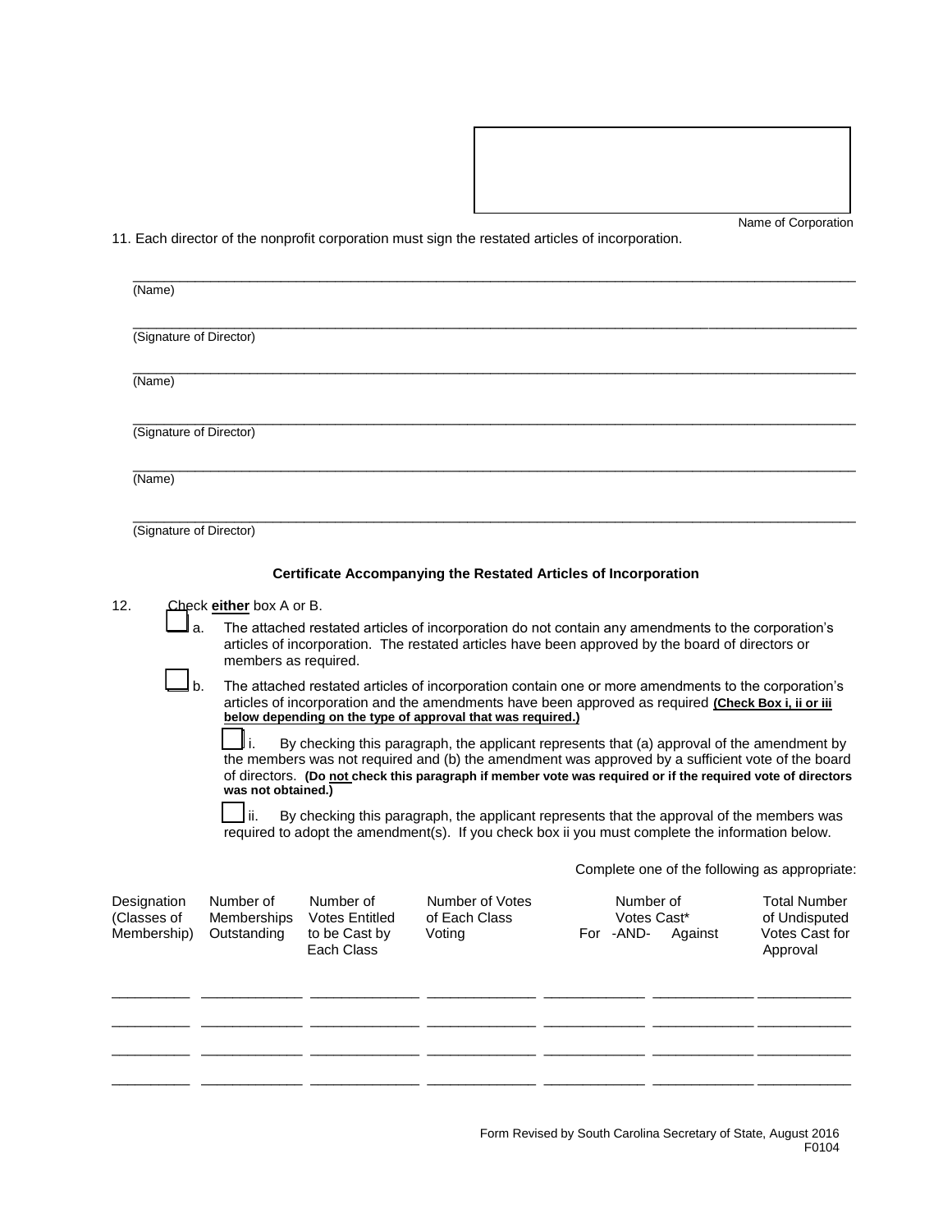Name of Corporation

11. Each director of the nonprofit corporation must sign the restated articles of incorporation.

\_\_\_\_\_\_\_\_\_\_\_\_\_\_\_\_\_\_\_\_\_\_\_\_\_\_\_\_\_\_\_\_\_\_\_\_\_\_\_\_
(Name)

\_\_\_\_\_\_\_\_\_\_\_\_\_\_\_\_\_\_\_\_\_\_\_\_\_\_\_\_\_\_\_\_\_\_\_\_\_\_\_\_
(Signature of Director)

\_\_\_\_\_\_\_\_\_\_\_\_\_\_\_\_\_\_\_\_\_\_\_\_\_\_\_\_\_\_\_\_\_\_\_\_\_\_\_\_
(Name)

\_\_\_\_\_\_\_\_\_\_\_\_\_\_\_\_\_\_\_\_\_\_\_\_\_\_\_\_\_\_\_\_\_\_\_\_\_\_\_\_
(Signature of Director)

\_\_\_\_\_\_\_\_\_\_\_\_\_\_\_\_\_\_\_\_\_\_\_\_\_\_\_\_\_\_\_\_\_\_\_\_\_\_\_\_
(Name)

\_\_\_\_\_\_\_\_\_\_\_\_\_\_\_\_\_\_\_\_\_\_\_\_\_\_\_\_\_\_\_\_\_\_\_\_\_\_\_\_
(Signature of Director)

## Certificate Accompanying the Restated Articles of Incorporation

12. Check **either** box A or B.

☐ a. The attached restated articles of incorporation do not contain any amendments to the corporation's articles of incorporation. The restated articles have been approved by the board of directors or members as required.

☐ b. The attached restated articles of incorporation contain one or more amendments to the corporation's articles of incorporation and the amendments have been approved as required **(Check Box i, ii or iii below depending on the type of approval that was required.)**

☐ i. By checking this paragraph, the applicant represents that (a) approval of the amendment by the members was not required and (b) the amendment was approved by a sufficient vote of the board of directors. **(Do not check this paragraph if member vote was required or if the required vote of directors was not obtained.)**

☐ ii. By checking this paragraph, the applicant represents that the approval of the members was required to adopt the amendment(s). If you check box ii you must complete the information below.

Complete one of the following as appropriate:

| Designation (Classes of Membership) | Number of Memberships Outstanding | Number of Votes Entitled to be Cast by Each Class | Number of Votes of Each Class Voting | Number of Votes Cast* For -AND- | Against | Total Number of Undisputed Votes Cast for Approval |
|---|---|---|---|---|---|---|
| | | | | | | |
| | | | | | | |
| | | | | | | |
| | | | | | | |

Form Revised by South Carolina Secretary of State, August 2016
F0104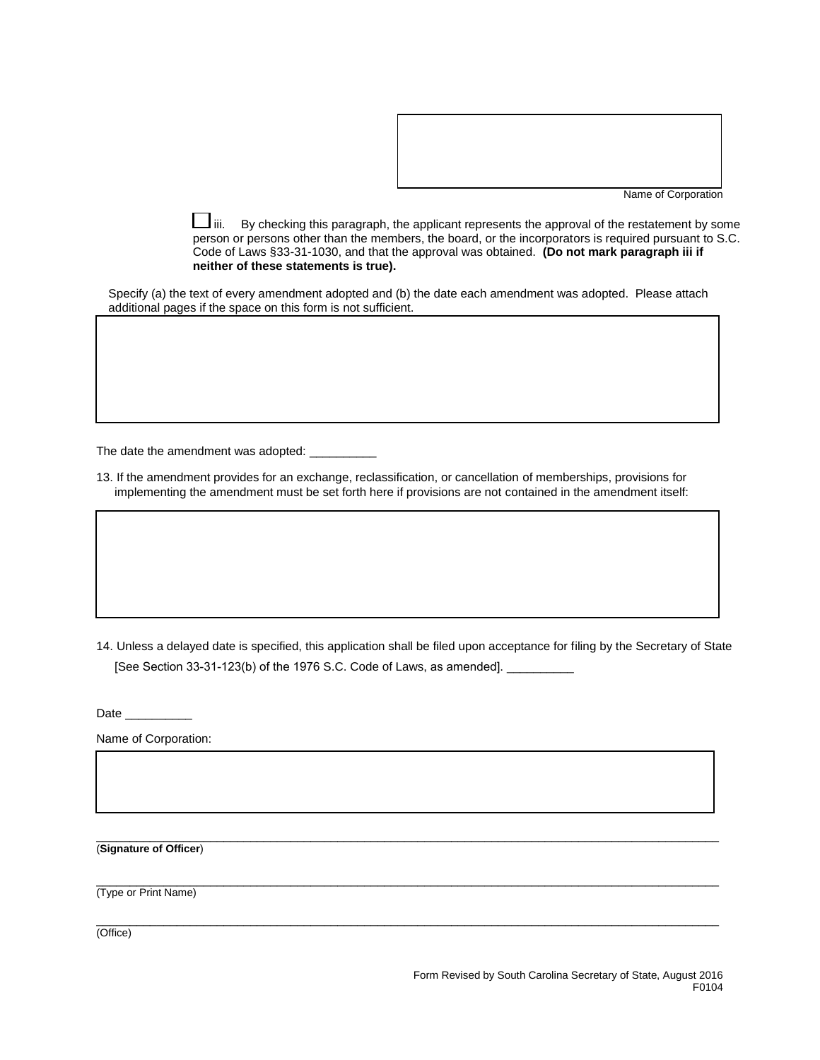Name of Corporation

☐ iii. By checking this paragraph, the applicant represents the approval of the restatement by some person or persons other than the members, the board, or the incorporators is required pursuant to S.C. Code of Laws §33-31-1030, and that the approval was obtained. **(Do not mark paragraph iii if neither of these statements is true).**

Specify (a) the text of every amendment adopted and (b) the date each amendment was adopted. Please attach additional pages if the space on this form is not sufficient.

The date the amendment was adopted: __________

13. If the amendment provides for an exchange, reclassification, or cancellation of memberships, provisions for implementing the amendment must be set forth here if provisions are not contained in the amendment itself:

14. Unless a delayed date is specified, this application shall be filed upon acceptance for filing by the Secretary of State [See Section 33-31-123(b) of the 1976 S.C. Code of Laws, as amended]. __________

Date __________

Name of Corporation:

______________________________________________________________________
(**Signature of Officer**)

______________________________________________________________________
(Type or Print Name)

______________________________________________________________________
(Office)

Form Revised by South Carolina Secretary of State, August 2016
F0104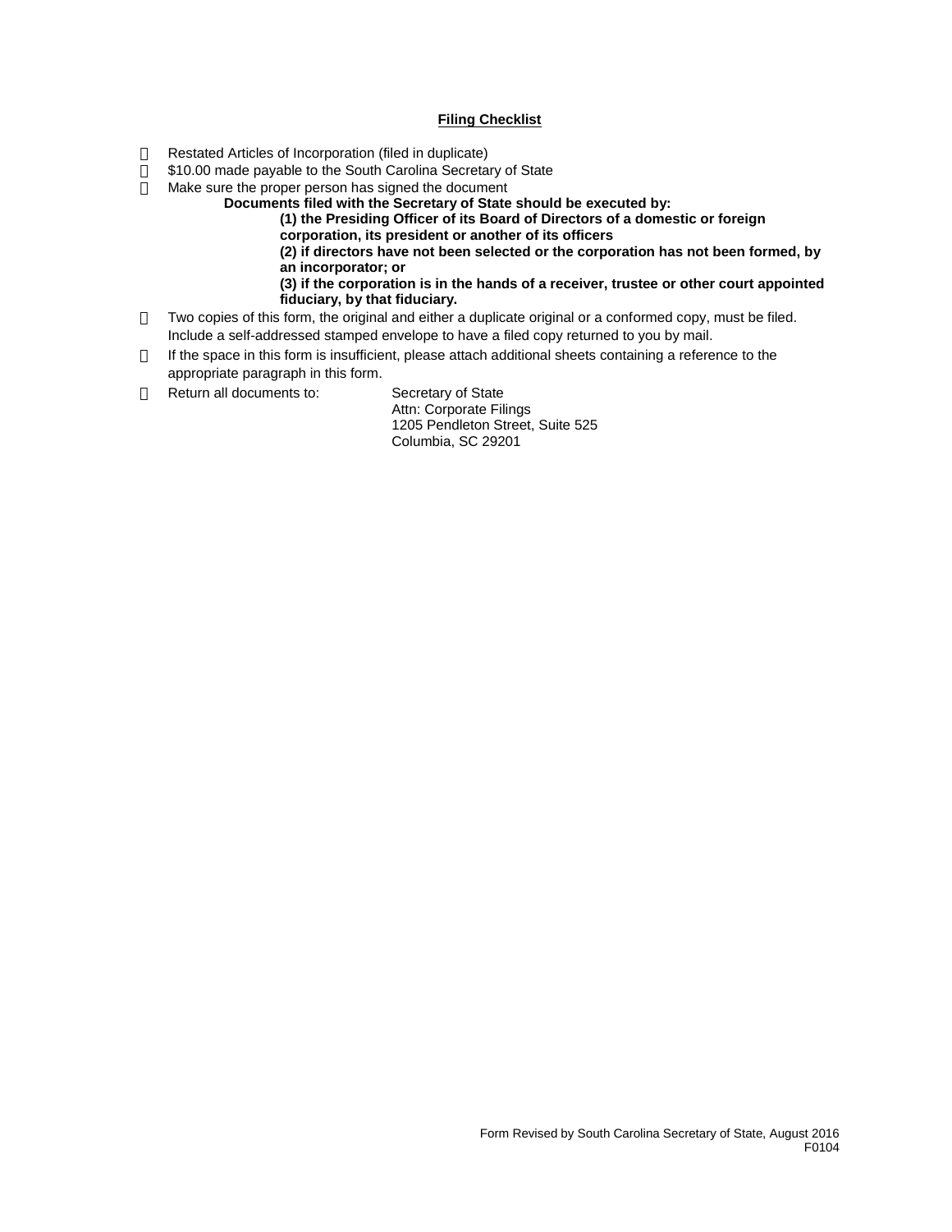## Filing Checklist

- Restated Articles of Incorporation (filed in duplicate)
- $10.00 made payable to the South Carolina Secretary of State
- Make sure the proper person has signed the document

  **Documents filed with the Secretary of State should be executed by:**

  **(1) the Presiding Officer of its Board of Directors of a domestic or foreign corporation, its president or another of its officers**

  **(2) if directors have not been selected or the corporation has not been formed, by an incorporator; or**

  **(3) if the corporation is in the hands of a receiver, trustee or other court appointed fiduciary, by that fiduciary.**

- Two copies of this form, the original and either a duplicate original or a conformed copy, must be filed. Include a self-addressed stamped envelope to have a filed copy returned to you by mail.
- If the space in this form is insufficient, please attach additional sheets containing a reference to the appropriate paragraph in this form.
- Return all documents to:

  Secretary of State
  Attn: Corporate Filings
  1205 Pendleton Street, Suite 525
  Columbia, SC 29201

Form Revised by South Carolina Secretary of State, August 2016
F0104